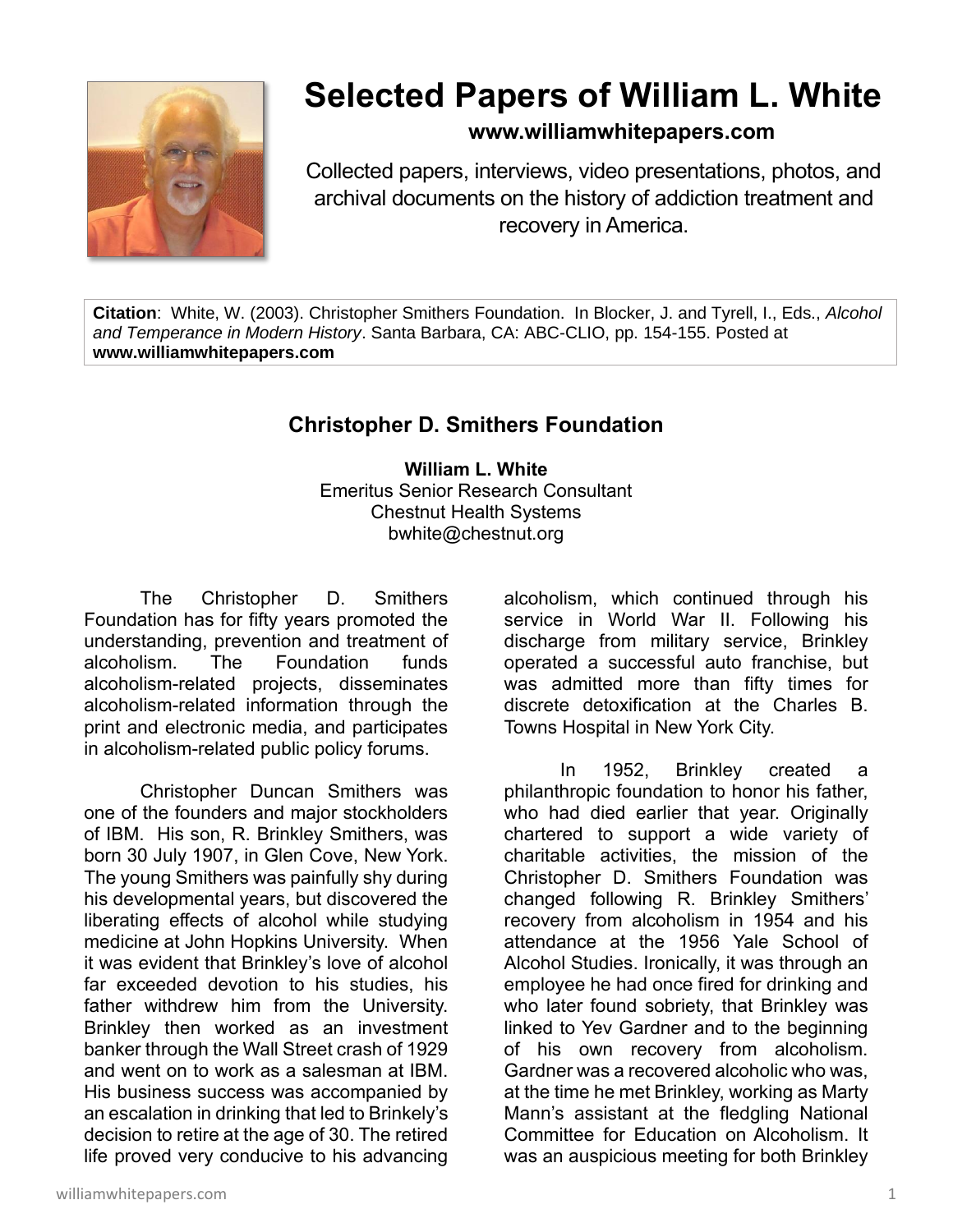# Selected Papers of William L. White

**www.williamwhitepapers.com**

Collected papers, interviews, video presentations, photos, and archival documents on the history of addiction treatment and recovery in America.

**Citation**: White, W. (2003). Christopher Smithers Foundation. In Blocker, J. and Tyrell, I., Eds., *Alcohol and Temperance in Modern History*. Santa Barbara, CA: ABC-CLIO, pp. 154-155. Posted at **www.williamwhitepapers.com**

## Christopher D. Smithers Foundation

**William L. White**
Emeritus Senior Research Consultant
Chestnut Health Systems
bwhite@chestnut.org

The Christopher D. Smithers Foundation has for fifty years promoted the understanding, prevention and treatment of alcoholism. The Foundation funds alcoholism-related projects, disseminates alcoholism-related information through the print and electronic media, and participates in alcoholism-related public policy forums.

Christopher Duncan Smithers was one of the founders and major stockholders of IBM. His son, R. Brinkley Smithers, was born 30 July 1907, in Glen Cove, New York. The young Smithers was painfully shy during his developmental years, but discovered the liberating effects of alcohol while studying medicine at John Hopkins University. When it was evident that Brinkley's love of alcohol far exceeded devotion to his studies, his father withdrew him from the University. Brinkley then worked as an investment banker through the Wall Street crash of 1929 and went on to work as a salesman at IBM. His business success was accompanied by an escalation in drinking that led to Brinkely's decision to retire at the age of 30. The retired life proved very conducive to his advancing alcoholism, which continued through his service in World War II. Following his discharge from military service, Brinkley operated a successful auto franchise, but was admitted more than fifty times for discrete detoxification at the Charles B. Towns Hospital in New York City.

In 1952, Brinkley created a philanthropic foundation to honor his father, who had died earlier that year. Originally chartered to support a wide variety of charitable activities, the mission of the Christopher D. Smithers Foundation was changed following R. Brinkley Smithers' recovery from alcoholism in 1954 and his attendance at the 1956 Yale School of Alcohol Studies. Ironically, it was through an employee he had once fired for drinking and who later found sobriety, that Brinkley was linked to Yev Gardner and to the beginning of his own recovery from alcoholism. Gardner was a recovered alcoholic who was, at the time he met Brinkley, working as Marty Mann's assistant at the fledgling National Committee for Education on Alcoholism. It was an auspicious meeting for both Brinkley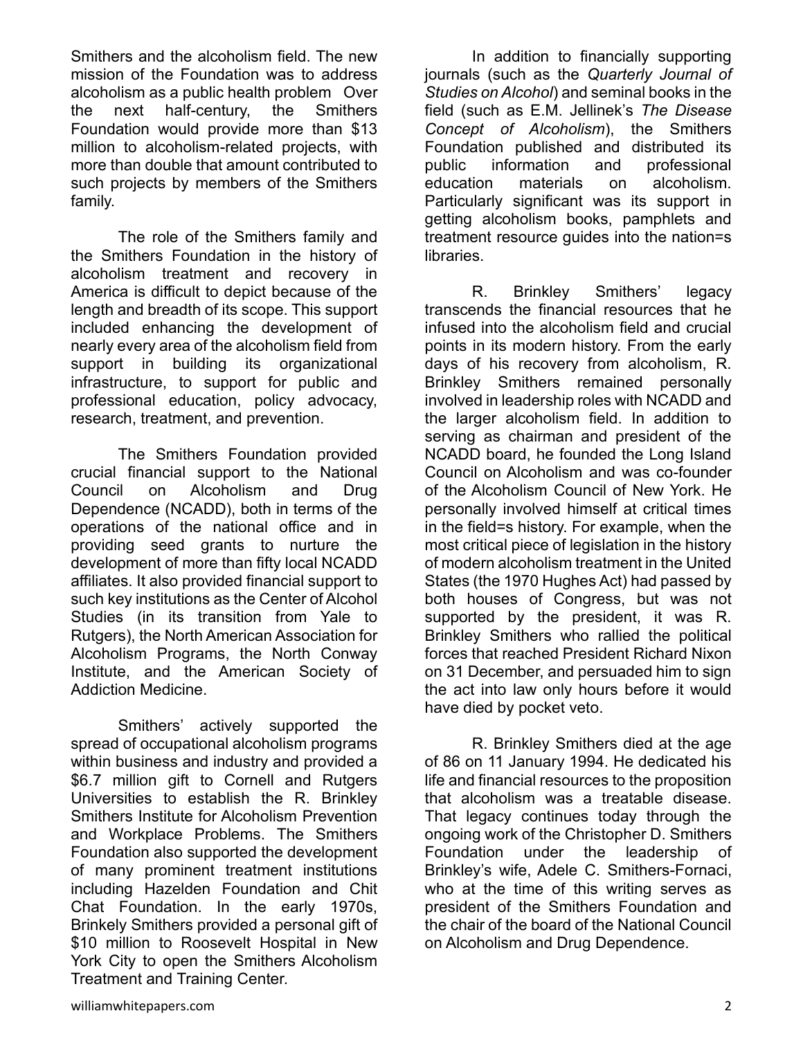Smithers and the alcoholism field. The new mission of the Foundation was to address alcoholism as a public health problem Over the next half-century, the Smithers Foundation would provide more than $13 million to alcoholism-related projects, with more than double that amount contributed to such projects by members of the Smithers family.

The role of the Smithers family and the Smithers Foundation in the history of alcoholism treatment and recovery in America is difficult to depict because of the length and breadth of its scope. This support included enhancing the development of nearly every area of the alcoholism field from support in building its organizational infrastructure, to support for public and professional education, policy advocacy, research, treatment, and prevention.

The Smithers Foundation provided crucial financial support to the National Council on Alcoholism and Drug Dependence (NCADD), both in terms of the operations of the national office and in providing seed grants to nurture the development of more than fifty local NCADD affiliates. It also provided financial support to such key institutions as the Center of Alcohol Studies (in its transition from Yale to Rutgers), the North American Association for Alcoholism Programs, the North Conway Institute, and the American Society of Addiction Medicine.

Smithers' actively supported the spread of occupational alcoholism programs within business and industry and provided a $6.7 million gift to Cornell and Rutgers Universities to establish the R. Brinkley Smithers Institute for Alcoholism Prevention and Workplace Problems. The Smithers Foundation also supported the development of many prominent treatment institutions including Hazelden Foundation and Chit Chat Foundation. In the early 1970s, Brinkely Smithers provided a personal gift of $10 million to Roosevelt Hospital in New York City to open the Smithers Alcoholism Treatment and Training Center.

In addition to financially supporting journals (such as the *Quarterly Journal of Studies on Alcohol*) and seminal books in the field (such as E.M. Jellinek's *The Disease Concept of Alcoholism*), the Smithers Foundation published and distributed its public information and professional education materials on alcoholism. Particularly significant was its support in getting alcoholism books, pamphlets and treatment resource guides into the nation=s libraries.

R. Brinkley Smithers' legacy transcends the financial resources that he infused into the alcoholism field and crucial points in its modern history. From the early days of his recovery from alcoholism, R. Brinkley Smithers remained personally involved in leadership roles with NCADD and the larger alcoholism field. In addition to serving as chairman and president of the NCADD board, he founded the Long Island Council on Alcoholism and was co-founder of the Alcoholism Council of New York. He personally involved himself at critical times in the field=s history. For example, when the most critical piece of legislation in the history of modern alcoholism treatment in the United States (the 1970 Hughes Act) had passed by both houses of Congress, but was not supported by the president, it was R. Brinkley Smithers who rallied the political forces that reached President Richard Nixon on 31 December, and persuaded him to sign the act into law only hours before it would have died by pocket veto.

R. Brinkley Smithers died at the age of 86 on 11 January 1994. He dedicated his life and financial resources to the proposition that alcoholism was a treatable disease. That legacy continues today through the ongoing work of the Christopher D. Smithers Foundation under the leadership of Brinkley's wife, Adele C. Smithers-Fornaci, who at the time of this writing serves as president of the Smithers Foundation and the chair of the board of the National Council on Alcoholism and Drug Dependence.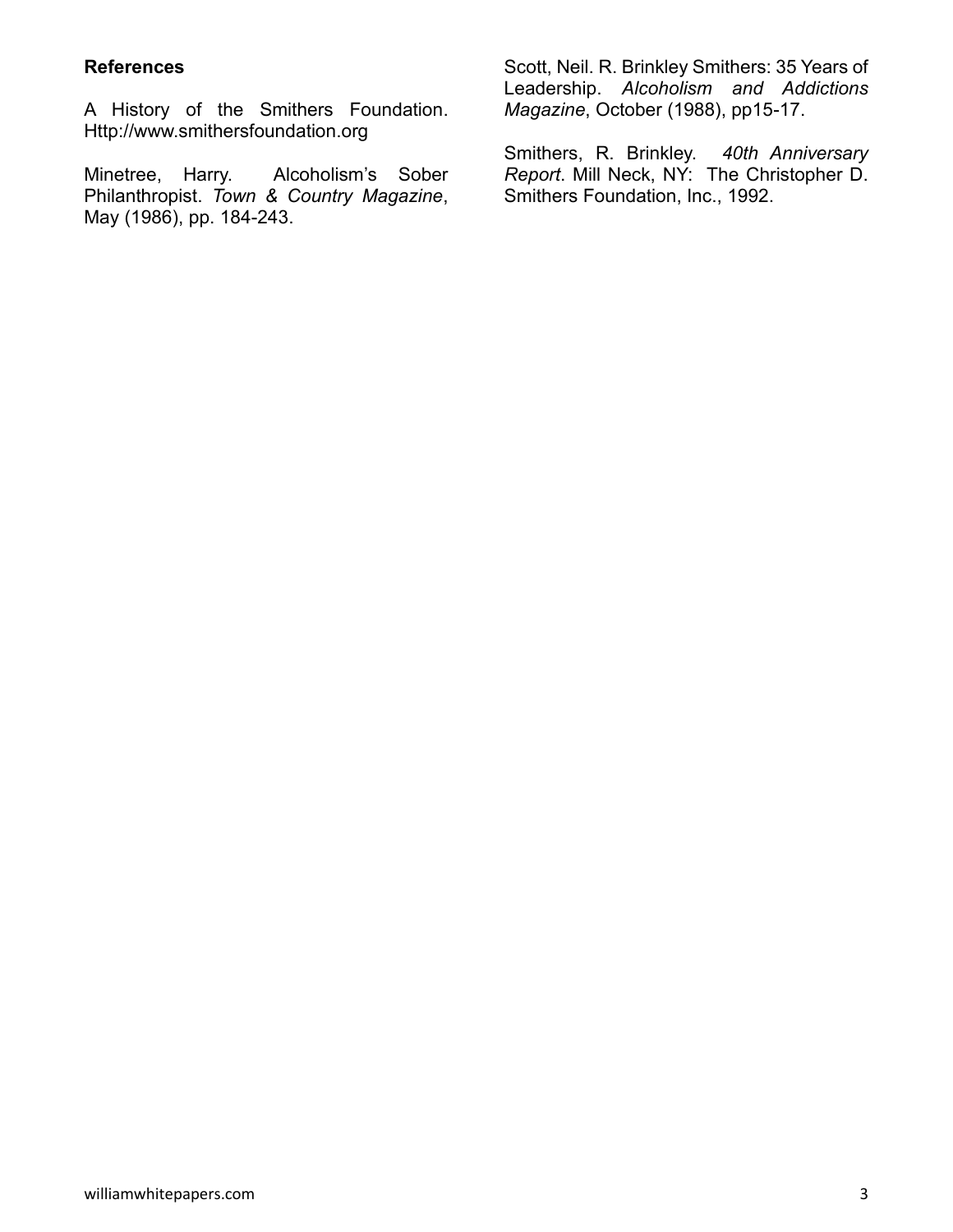## References

A History of the Smithers Foundation. Http://www.smithersfoundation.org

Minetree, Harry. Alcoholism's Sober Philanthropist. *Town & Country Magazine*, May (1986), pp. 184-243.

Scott, Neil. R. Brinkley Smithers: 35 Years of Leadership. *Alcoholism and Addictions Magazine*, October (1988), pp15-17.

Smithers, R. Brinkley. *40th Anniversary Report*. Mill Neck, NY: The Christopher D. Smithers Foundation, Inc., 1992.